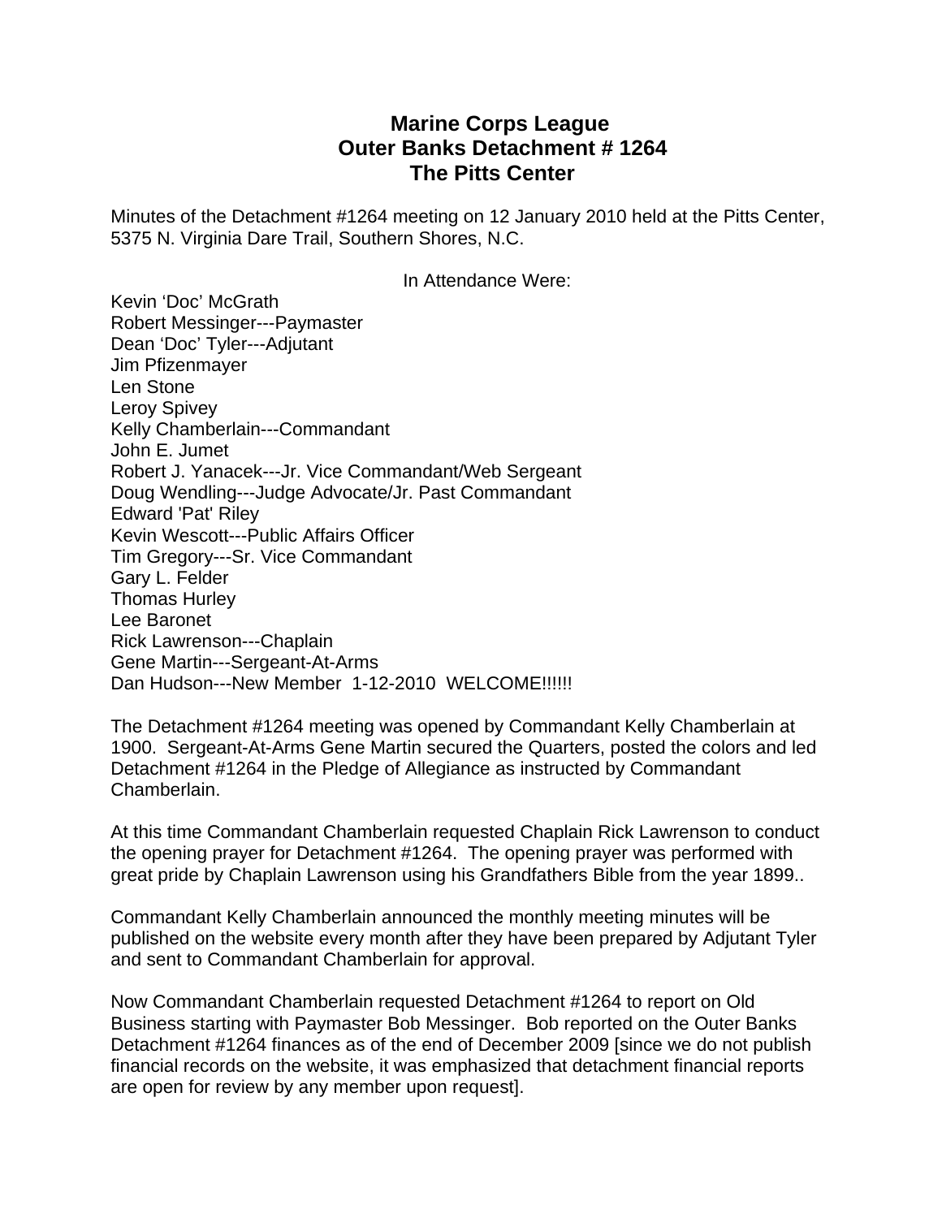# Marine Corps League
# Outer Banks Detachment # 1264
# The Pitts Center

Minutes of the Detachment #1264 meeting on 12 January 2010 held at the Pitts Center, 5375 N. Virginia Dare Trail, Southern Shores, N.C.

In Attendance Were:

Kevin 'Doc' McGrath
Robert Messinger---Paymaster
Dean 'Doc' Tyler---Adjutant
Jim Pfizenmayer
Len Stone
Leroy Spivey
Kelly Chamberlain---Commandant
John E. Jumet
Robert J. Yanacek---Jr. Vice Commandant/Web Sergeant
Doug Wendling---Judge Advocate/Jr. Past Commandant
Edward 'Pat' Riley
Kevin Wescott---Public Affairs Officer
Tim Gregory---Sr. Vice Commandant
Gary L. Felder
Thomas Hurley
Lee Baronet
Rick Lawrenson---Chaplain
Gene Martin---Sergeant-At-Arms
Dan Hudson---New Member 1-12-2010 WELCOME!!!!!!

The Detachment #1264 meeting was opened by Commandant Kelly Chamberlain at 1900. Sergeant-At-Arms Gene Martin secured the Quarters, posted the colors and led Detachment #1264 in the Pledge of Allegiance as instructed by Commandant Chamberlain.

At this time Commandant Chamberlain requested Chaplain Rick Lawrenson to conduct the opening prayer for Detachment #1264. The opening prayer was performed with great pride by Chaplain Lawrenson using his Grandfathers Bible from the year 1899..

Commandant Kelly Chamberlain announced the monthly meeting minutes will be published on the website every month after they have been prepared by Adjutant Tyler and sent to Commandant Chamberlain for approval.

Now Commandant Chamberlain requested Detachment #1264 to report on Old Business starting with Paymaster Bob Messinger. Bob reported on the Outer Banks Detachment #1264 finances as of the end of December 2009 [since we do not publish financial records on the website, it was emphasized that detachment financial reports are open for review by any member upon request].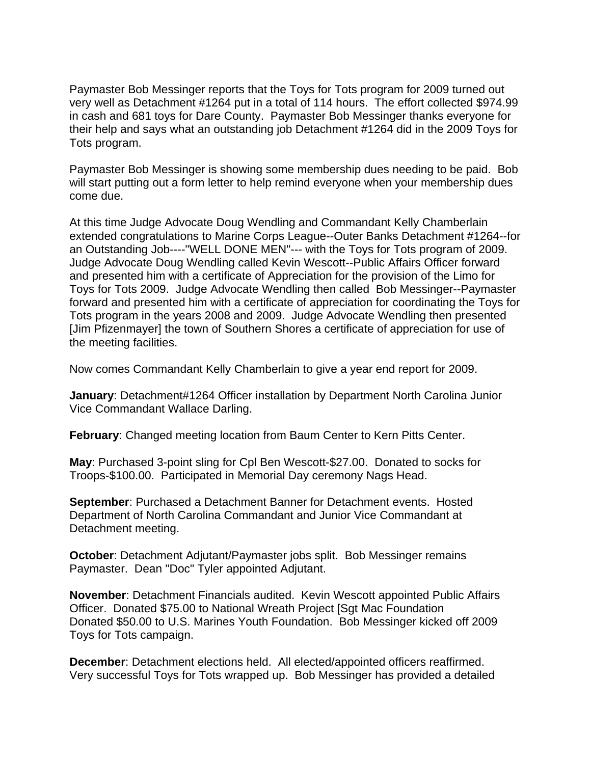Paymaster Bob Messinger reports that the Toys for Tots program for 2009 turned out very well as Detachment #1264 put in a total of 114 hours. The effort collected $974.99 in cash and 681 toys for Dare County. Paymaster Bob Messinger thanks everyone for their help and says what an outstanding job Detachment #1264 did in the 2009 Toys for Tots program.

Paymaster Bob Messinger is showing some membership dues needing to be paid. Bob will start putting out a form letter to help remind everyone when your membership dues come due.

At this time Judge Advocate Doug Wendling and Commandant Kelly Chamberlain extended congratulations to Marine Corps League--Outer Banks Detachment #1264--for an Outstanding Job----"WELL DONE MEN"--- with the Toys for Tots program of 2009. Judge Advocate Doug Wendling called Kevin Wescott--Public Affairs Officer forward and presented him with a certificate of Appreciation for the provision of the Limo for Toys for Tots 2009. Judge Advocate Wendling then called Bob Messinger--Paymaster forward and presented him with a certificate of appreciation for coordinating the Toys for Tots program in the years 2008 and 2009. Judge Advocate Wendling then presented [Jim Pfizenmayer] the town of Southern Shores a certificate of appreciation for use of the meeting facilities.

Now comes Commandant Kelly Chamberlain to give a year end report for 2009.

**January**: Detachment#1264 Officer installation by Department North Carolina Junior Vice Commandant Wallace Darling.

**February**: Changed meeting location from Baum Center to Kern Pitts Center.

**May**: Purchased 3-point sling for Cpl Ben Wescott-$27.00. Donated to socks for Troops-$100.00. Participated in Memorial Day ceremony Nags Head.

**September**: Purchased a Detachment Banner for Detachment events. Hosted Department of North Carolina Commandant and Junior Vice Commandant at Detachment meeting.

**October**: Detachment Adjutant/Paymaster jobs split. Bob Messinger remains Paymaster. Dean "Doc" Tyler appointed Adjutant.

**November**: Detachment Financials audited. Kevin Wescott appointed Public Affairs Officer. Donated $75.00 to National Wreath Project [Sgt Mac Foundation Donated $50.00 to U.S. Marines Youth Foundation. Bob Messinger kicked off 2009 Toys for Tots campaign.

**December**: Detachment elections held. All elected/appointed officers reaffirmed. Very successful Toys for Tots wrapped up. Bob Messinger has provided a detailed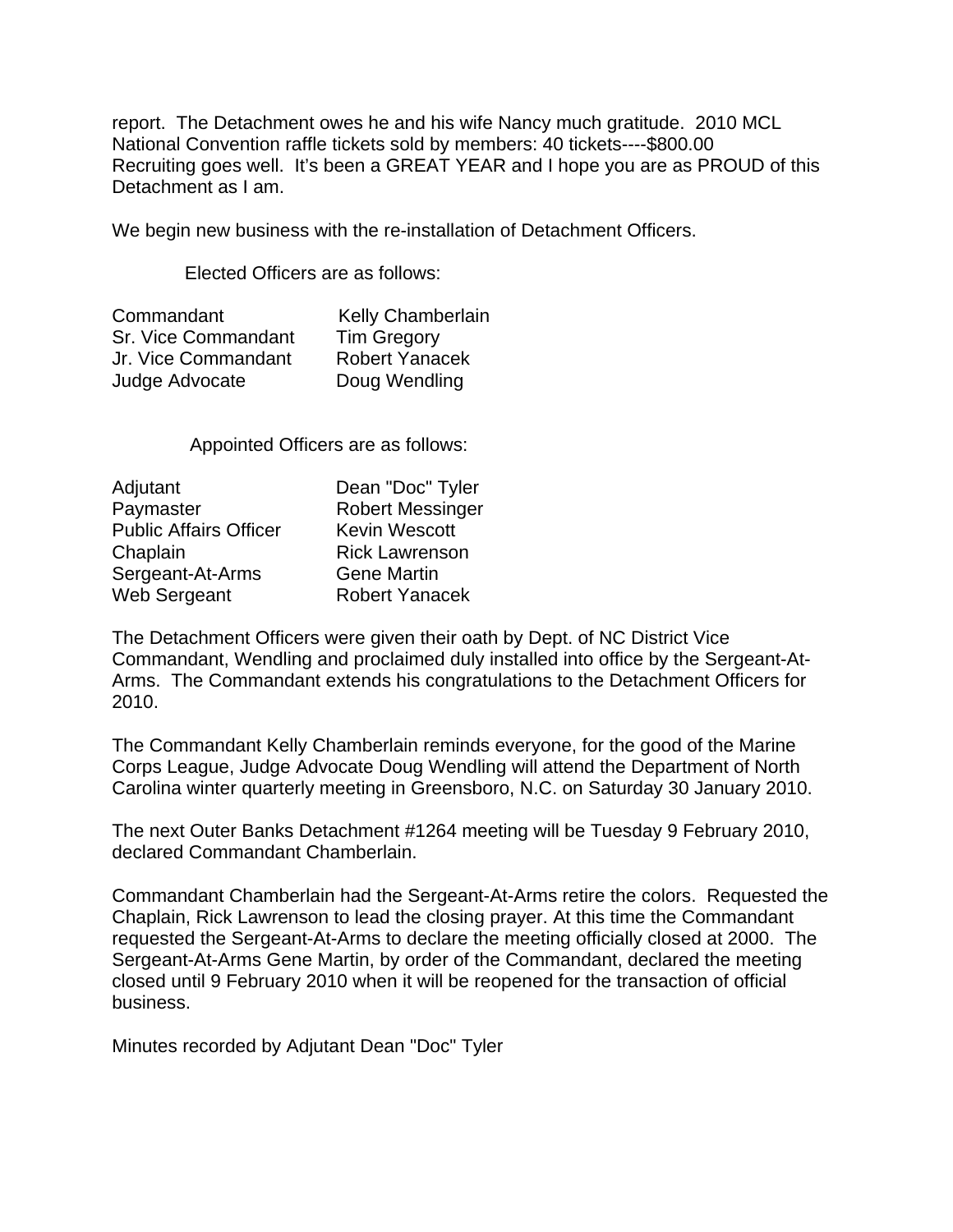report. The Detachment owes he and his wife Nancy much gratitude. 2010 MCL National Convention raffle tickets sold by members: 40 tickets----$800.00 Recruiting goes well. It's been a GREAT YEAR and I hope you are as PROUD of this Detachment as I am.

We begin new business with the re-installation of Detachment Officers.

Elected Officers are as follows:

| | |
|---|---|
| Commandant | Kelly Chamberlain |
| Sr. Vice Commandant | Tim Gregory |
| Jr. Vice Commandant | Robert Yanacek |
| Judge Advocate | Doug Wendling |

Appointed Officers are as follows:

| | |
|---|---|
| Adjutant | Dean "Doc" Tyler |
| Paymaster | Robert Messinger |
| Public Affairs Officer | Kevin Wescott |
| Chaplain | Rick Lawrenson |
| Sergeant-At-Arms | Gene Martin |
| Web Sergeant | Robert Yanacek |

The Detachment Officers were given their oath by Dept. of NC District Vice Commandant, Wendling and proclaimed duly installed into office by the Sergeant-At-Arms. The Commandant extends his congratulations to the Detachment Officers for 2010.

The Commandant Kelly Chamberlain reminds everyone, for the good of the Marine Corps League, Judge Advocate Doug Wendling will attend the Department of North Carolina winter quarterly meeting in Greensboro, N.C. on Saturday 30 January 2010.

The next Outer Banks Detachment #1264 meeting will be Tuesday 9 February 2010, declared Commandant Chamberlain.

Commandant Chamberlain had the Sergeant-At-Arms retire the colors. Requested the Chaplain, Rick Lawrenson to lead the closing prayer. At this time the Commandant requested the Sergeant-At-Arms to declare the meeting officially closed at 2000. The Sergeant-At-Arms Gene Martin, by order of the Commandant, declared the meeting closed until 9 February 2010 when it will be reopened for the transaction of official business.

Minutes recorded by Adjutant Dean "Doc" Tyler